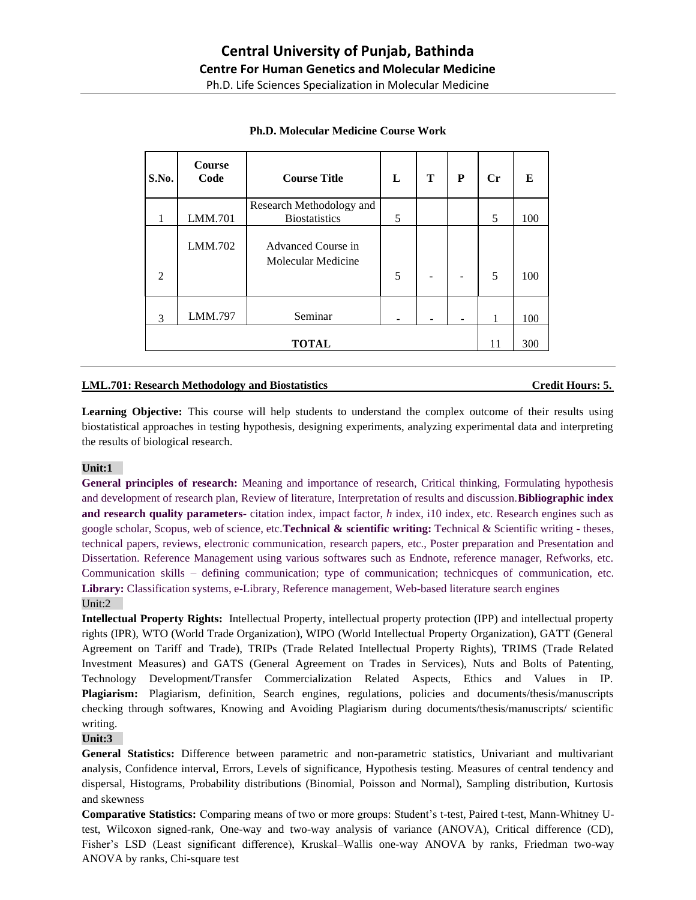# Central University of Punjab, Bathinda

## Centre For Human Genetics and Molecular Medicine

Ph.D. Life Sciences Specialization in Molecular Medicine

**Ph.D. Molecular Medicine Course Work**

| S.No. | Course Code | Course Title | L | T | P | Cr | E |
|---|---|---|---|---|---|---|---|
| 1 | LMM.701 | Research Methodology and Biostatistics | 5 | | | 5 | 100 |
| 2 | LMM.702 | Advanced Course in Molecular Medicine | 5 | - | - | 5 | 100 |
| 3 | LMM.797 | Seminar | - | - | - | 1 | 100 |
| **TOTAL** | | | | | | 11 | 300 |

**LML.701: Research Methodology and Biostatistics** **Credit Hours: 5.**

**Learning Objective:** This course will help students to understand the complex outcome of their results using biostatistical approaches in testing hypothesis, designing experiments, analyzing experimental data and interpreting the results of biological research.

**Unit:1**

**General principles of research:** Meaning and importance of research, Critical thinking, Formulating hypothesis and development of research plan, Review of literature, Interpretation of results and discussion. **Bibliographic index and research quality parameters**- citation index, impact factor, *h* index, i10 index, etc. Research engines such as google scholar, Scopus, web of science, etc. **Technical & scientific writing:** Technical & Scientific writing - theses, technical papers, reviews, electronic communication, research papers, etc., Poster preparation and Presentation and Dissertation. Reference Management using various softwares such as Endnote, reference manager, Refworks, etc. Communication skills – defining communication; type of communication; technicques of communication, etc. **Library:** Classification systems, e-Library, Reference management, Web-based literature search engines

Unit:2

**Intellectual Property Rights:** Intellectual Property, intellectual property protection (IPP) and intellectual property rights (IPR), WTO (World Trade Organization), WIPO (World Intellectual Property Organization), GATT (General Agreement on Tariff and Trade), TRIPs (Trade Related Intellectual Property Rights), TRIMS (Trade Related Investment Measures) and GATS (General Agreement on Trades in Services), Nuts and Bolts of Patenting, Technology Development/Transfer Commercialization Related Aspects, Ethics and Values in IP. **Plagiarism:** Plagiarism, definition, Search engines, regulations, policies and documents/thesis/manuscripts checking through softwares, Knowing and Avoiding Plagiarism during documents/thesis/manuscripts/ scientific writing.

**Unit:3**

**General Statistics:** Difference between parametric and non-parametric statistics, Univariant and multivariant analysis, Confidence interval, Errors, Levels of significance, Hypothesis testing. Measures of central tendency and dispersal, Histograms, Probability distributions (Binomial, Poisson and Normal), Sampling distribution, Kurtosis and skewness

**Comparative Statistics:** Comparing means of two or more groups: Student's t-test, Paired t-test, Mann-Whitney U-test, Wilcoxon signed-rank, One-way and two-way analysis of variance (ANOVA), Critical difference (CD), Fisher's LSD (Least significant difference), Kruskal–Wallis one-way ANOVA by ranks, Friedman two-way ANOVA by ranks, Chi-square test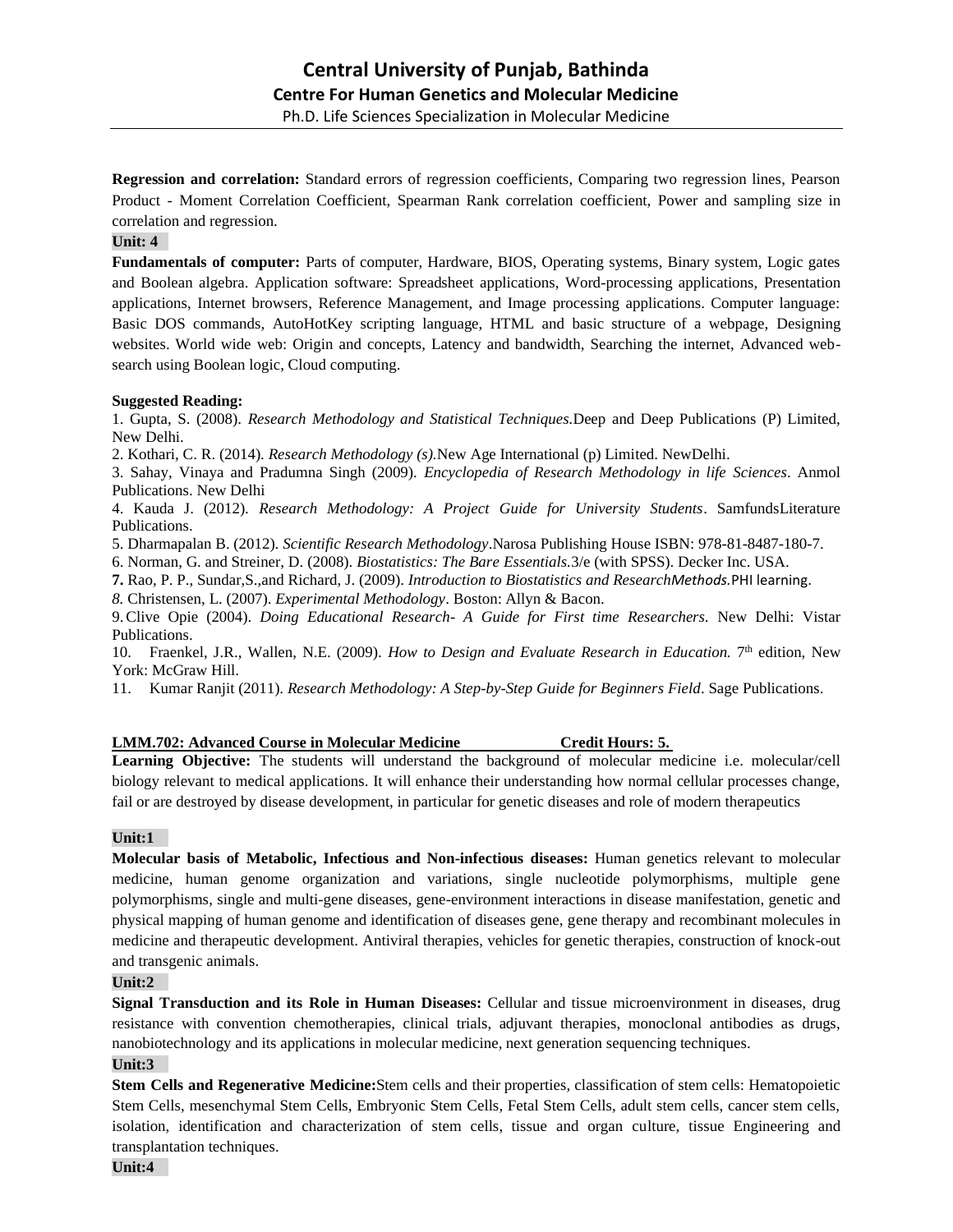**Regression and correlation:** Standard errors of regression coefficients, Comparing two regression lines, Pearson Product - Moment Correlation Coefficient, Spearman Rank correlation coefficient, Power and sampling size in correlation and regression.

**Unit: 4**

**Fundamentals of computer:** Parts of computer, Hardware, BIOS, Operating systems, Binary system, Logic gates and Boolean algebra. Application software: Spreadsheet applications, Word-processing applications, Presentation applications, Internet browsers, Reference Management, and Image processing applications. Computer language: Basic DOS commands, AutoHotKey scripting language, HTML and basic structure of a webpage, Designing websites. World wide web: Origin and concepts, Latency and bandwidth, Searching the internet, Advanced web-search using Boolean logic, Cloud computing.

**Suggested Reading:**

1. Gupta, S. (2008). *Research Methodology and Statistical Techniques.*Deep and Deep Publications (P) Limited, New Delhi.
2. Kothari, C. R. (2014). *Research Methodology (s).*New Age International (p) Limited. NewDelhi.
3. Sahay, Vinaya and Pradumna Singh (2009). *Encyclopedia of Research Methodology in life Sciences*. Anmol Publications. New Delhi
4. Kauda J. (2012). *Research Methodology: A Project Guide for University Students*. SamfundsLiterature Publications.
5. Dharmapalan B. (2012). *Scientific Research Methodology*.Narosa Publishing House ISBN: 978-81-8487-180-7.
6. Norman, G. and Streiner, D. (2008). *Biostatistics: The Bare Essentials.*3/e (with SPSS). Decker Inc. USA.
7. Rao, P. P., Sundar,S.,and Richard, J. (2009). *Introduction to Biostatistics and ResearchMethods.*PHI learning.
8. Christensen, L. (2007). *Experimental Methodology*. Boston: Allyn & Bacon.
9. Clive Opie (2004). *Doing Educational Research- A Guide for First time Researchers*. New Delhi: Vistar Publications.
10. Fraenkel, J.R., Wallen, N.E. (2009). *How to Design and Evaluate Research in Education.* 7th edition, New York: McGraw Hill.
11. Kumar Ranjit (2011). *Research Methodology: A Step-by-Step Guide for Beginners Field*. Sage Publications.

**LMM.702: Advanced Course in Molecular Medicine Credit Hours: 5.**

**Learning Objective:** The students will understand the background of molecular medicine i.e. molecular/cell biology relevant to medical applications. It will enhance their understanding how normal cellular processes change, fail or are destroyed by disease development, in particular for genetic diseases and role of modern therapeutics

**Unit:1**

**Molecular basis of Metabolic, Infectious and Non-infectious diseases:** Human genetics relevant to molecular medicine, human genome organization and variations, single nucleotide polymorphisms, multiple gene polymorphisms, single and multi-gene diseases, gene-environment interactions in disease manifestation, genetic and physical mapping of human genome and identification of diseases gene, gene therapy and recombinant molecules in medicine and therapeutic development. Antiviral therapies, vehicles for genetic therapies, construction of knock-out and transgenic animals.

**Unit:2**

**Signal Transduction and its Role in Human Diseases:** Cellular and tissue microenvironment in diseases, drug resistance with convention chemotherapies, clinical trials, adjuvant therapies, monoclonal antibodies as drugs, nanobiotechnology and its applications in molecular medicine, next generation sequencing techniques.

**Unit:3**

**Stem Cells and Regenerative Medicine:**Stem cells and their properties, classification of stem cells: Hematopoietic Stem Cells, mesenchymal Stem Cells, Embryonic Stem Cells, Fetal Stem Cells, adult stem cells, cancer stem cells, isolation, identification and characterization of stem cells, tissue and organ culture, tissue Engineering and transplantation techniques.

**Unit:4**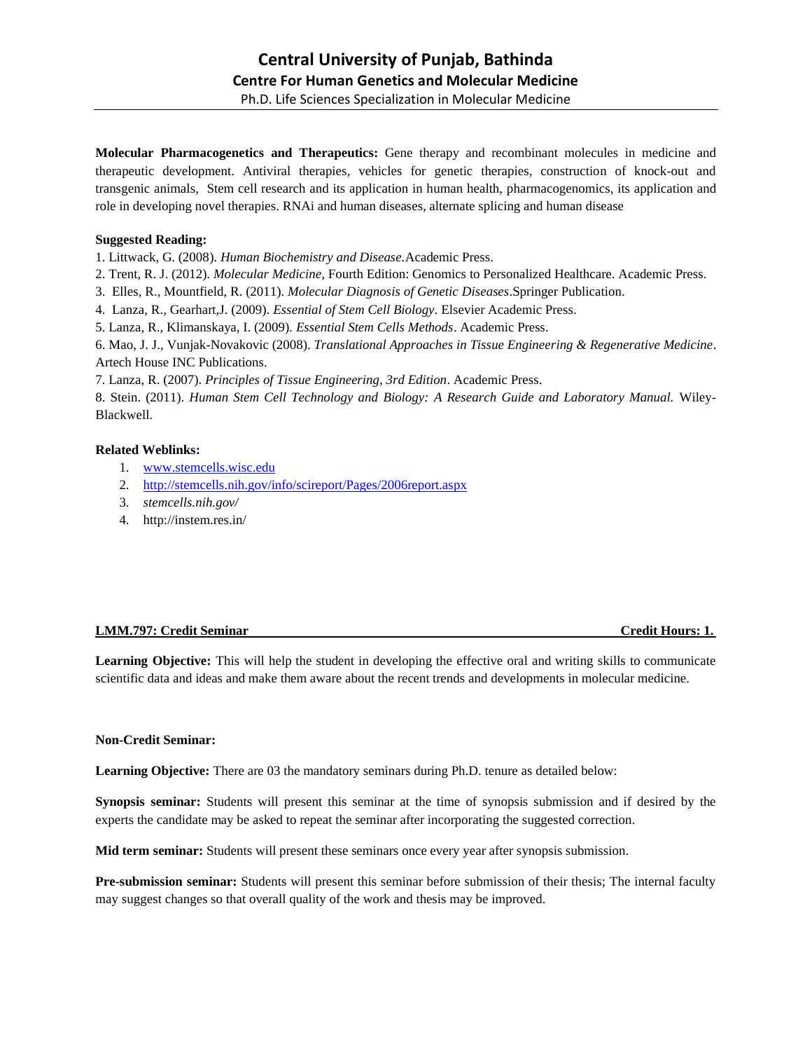**Molecular Pharmacogenetics and Therapeutics:** Gene therapy and recombinant molecules in medicine and therapeutic development. Antiviral therapies, vehicles for genetic therapies, construction of knock-out and transgenic animals, Stem cell research and its application in human health, pharmacogenomics, its application and role in developing novel therapies. RNAi and human diseases, alternate splicing and human disease

**Suggested Reading:**

1. Littwack, G. (2008). *Human Biochemistry and Disease*.Academic Press.
2. Trent, R. J. (2012). *Molecular Medicine,* Fourth Edition: Genomics to Personalized Healthcare. Academic Press.
3. Elles, R., Mountfield, R. (2011). *Molecular Diagnosis of Genetic Diseases*.Springer Publication.
4. Lanza, R., Gearhart,J. (2009). *Essential of Stem Cell Biology*. Elsevier Academic Press.
5. Lanza, R., Klimanskaya, I. (2009). *Essential Stem Cells Methods*. Academic Press.
6. Mao, J. J., Vunjak-Novakovic (2008). *Translational Approaches in Tissue Engineering & Regenerative Medicine*. Artech House INC Publications.
7. Lanza, R. (2007). *Principles of Tissue Engineering, 3rd Edition*. Academic Press.
8. Stein. (2011). *Human Stem Cell Technology and Biology: A Research Guide and Laboratory Manual.* Wiley-Blackwell.

**Related Weblinks:**

1. www.stemcells.wisc.edu
2. http://stemcells.nih.gov/info/scireport/Pages/2006report.aspx
3. *stemcells.nih.gov/*
4. http://instem.res.in/

**LMM.797: Credit Seminar** **Credit Hours: 1.**

**Learning Objective:** This will help the student in developing the effective oral and writing skills to communicate scientific data and ideas and make them aware about the recent trends and developments in molecular medicine.

**Non-Credit Seminar:**

**Learning Objective:** There are 03 the mandatory seminars during Ph.D. tenure as detailed below:

**Synopsis seminar:** Students will present this seminar at the time of synopsis submission and if desired by the experts the candidate may be asked to repeat the seminar after incorporating the suggested correction.

**Mid term seminar:** Students will present these seminars once every year after synopsis submission.

**Pre-submission seminar:** Students will present this seminar before submission of their thesis; The internal faculty may suggest changes so that overall quality of the work and thesis may be improved.